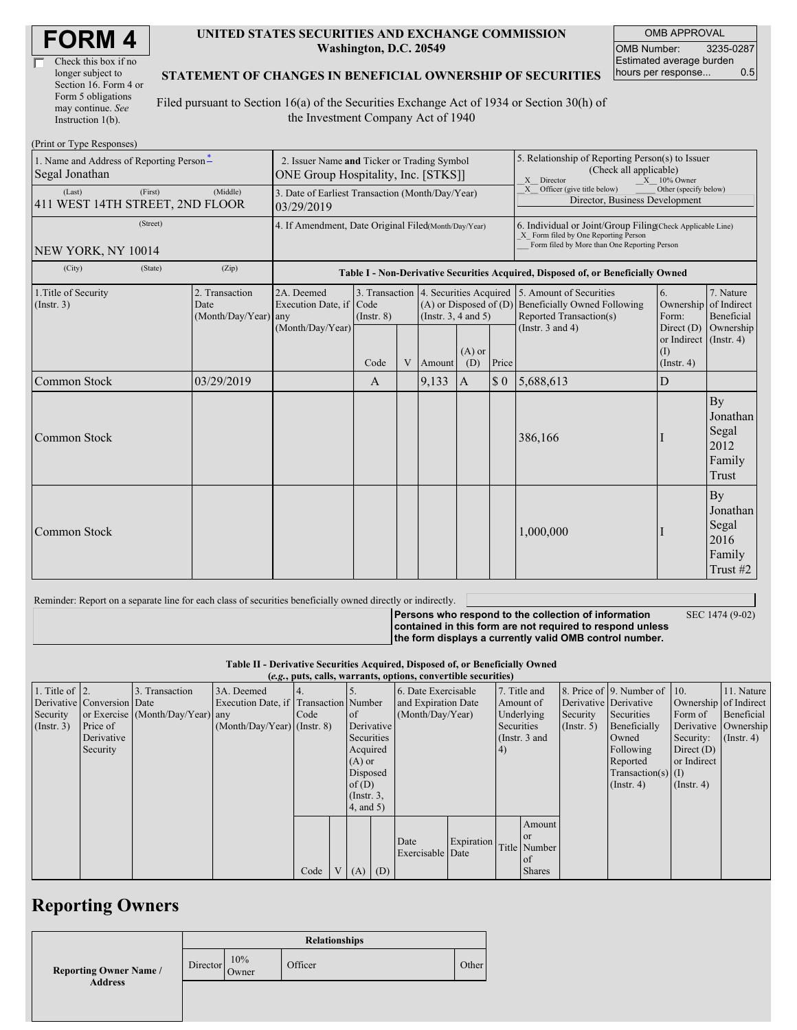# FORM 4

☐ Check this box if no longer subject to Section 16. Form 4 or Form 5 obligations may continue. *See* Instruction 1(b).

**UNITED STATES SECURITIES AND EXCHANGE COMMISSION**
**Washington, D.C. 20549**

**STATEMENT OF CHANGES IN BENEFICIAL OWNERSHIP OF SECURITIES**

Filed pursuant to Section 16(a) of the Securities Exchange Act of 1934 or Section 30(h) of the Investment Company Act of 1940

| OMB APPROVAL | |
|---|---|
| OMB Number: | 3235-0287 |
| Estimated average burden hours per response... | 0.5 |

(Print or Type Responses)

1. Name and Address of Reporting Person*
Segal Jonathan
(Last) (First) (Middle)
411 WEST 14TH STREET, 2ND FLOOR
(Street)
NEW YORK, NY 10014
(City) (State) (Zip)

2. Issuer Name **and** Ticker or Trading Symbol
ONE Group Hospitality, Inc. [STKS]

3. Date of Earliest Transaction (Month/Day/Year)
03/29/2019

4. If Amendment, Date Original Filed(Month/Day/Year)

5. Relationship of Reporting Person(s) to Issuer (Check all applicable)
_X_ Director _X_ 10% Owner
_X_ Officer (give title below) ___ Other (specify below)
Director, Business Development

6. Individual or Joint/Group Filing(Check Applicable Line)
_X_ Form filed by One Reporting Person
___ Form filed by More than One Reporting Person

**Table I - Non-Derivative Securities Acquired, Disposed of, or Beneficially Owned**

| 1.Title of Security (Instr. 3) | 2. Transaction Date (Month/Day/Year) | 2A. Deemed Execution Date, if any (Month/Day/Year) | 3. Transaction Code (Instr. 8) | | 4. Securities Acquired (A) or Disposed of (D) (Instr. 3, 4 and 5) | | | 5. Amount of Securities Beneficially Owned Following Reported Transaction(s) (Instr. 3 and 4) | 6. Ownership Form: Direct (D) or Indirect (I) (Instr. 4) | 7. Nature of Indirect Beneficial Ownership (Instr. 4) |
|---|---|---|---|---|---|---|---|---|---|---|
| | | | Code | V | Amount | (A) or (D) | Price | | | |
| Common Stock | 03/29/2019 | | A | | 9,133 | A | $ 0 | 5,688,613 | D | |
| Common Stock | | | | | | | | 386,166 | I | By Jonathan Segal 2012 Family Trust |
| Common Stock | | | | | | | | 1,000,000 | I | By Jonathan Segal 2016 Family Trust #2 |

Reminder: Report on a separate line for each class of securities beneficially owned directly or indirectly.

**Persons who respond to the collection of information contained in this form are not required to respond unless the form displays a currently valid OMB control number.** SEC 1474 (9-02)

**Table II - Derivative Securities Acquired, Disposed of, or Beneficially Owned**
**(*e.g.*, puts, calls, warrants, options, convertible securities)**

| 1. Title of Derivative Security (Instr. 3) | 2. Conversion or Exercise Price of Derivative Security | 3. Transaction Date (Month/Day/Year) | 3A. Deemed Execution Date, if any (Month/Day/Year) | 4. Transaction Code (Instr. 8) | | 5. Number of Derivative Securities Acquired (A) or Disposed of (D) (Instr. 3, 4, and 5) | | 6. Date Exercisable and Expiration Date (Month/Day/Year) | | 7. Title and Amount of Underlying Securities (Instr. 3 and 4) | | 8. Price of Derivative Security (Instr. 5) | 9. Number of Derivative Securities Beneficially Owned Following Reported Transaction(s) (Instr. 4) | 10. Ownership Form of Derivative Security: Direct (D) or Indirect (I) (Instr. 4) | 11. Nature of Indirect Beneficial Ownership (Instr. 4) |
|---|---|---|---|---|---|---|---|---|---|---|---|---|---|---|---|
| | | | | Code | V | (A) | (D) | Date Exercisable | Expiration Date | Title | Amount or Number of Shares | | | | |

## Reporting Owners

| Reporting Owner Name / Address | Relationships | | | |
|---|---|---|---|---|
| | Director | 10% Owner | Officer | Other |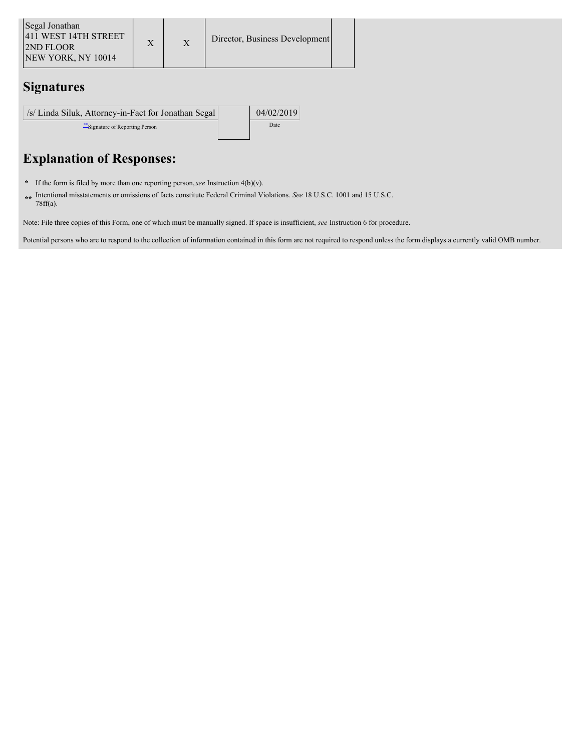| Segal Jonathan<br>411 WEST 14TH STREET<br>2ND FLOOR<br>NEW YORK, NY 10014 | X | X | Director, Business Development | |
|---|---|---|---|---|

## Signatures

| /s/ Linda Siluk, Attorney-in-Fact for Jonathan Segal | | 04/02/2019 |
|---|---|---|
| **Signature of Reporting Person | | Date |

## Explanation of Responses:

\* If the form is filed by more than one reporting person, *see* Instruction 4(b)(v).

** Intentional misstatements or omissions of facts constitute Federal Criminal Violations. *See* 18 U.S.C. 1001 and 15 U.S.C. 78ff(a).

Note: File three copies of this Form, one of which must be manually signed. If space is insufficient, *see* Instruction 6 for procedure.

Potential persons who are to respond to the collection of information contained in this form are not required to respond unless the form displays a currently valid OMB number.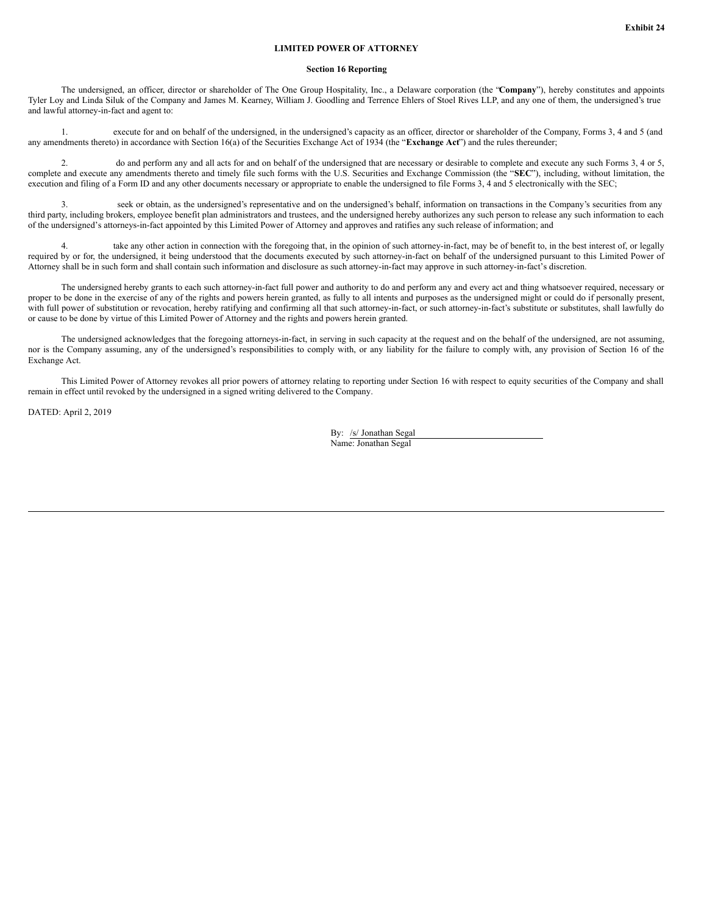**Exhibit 24**

# LIMITED POWER OF ATTORNEY

## Section 16 Reporting

The undersigned, an officer, director or shareholder of The One Group Hospitality, Inc., a Delaware corporation (the "**Company**"), hereby constitutes and appoints Tyler Loy and Linda Siluk of the Company and James M. Kearney, William J. Goodling and Terrence Ehlers of Stoel Rives LLP, and any one of them, the undersigned's true and lawful attorney-in-fact and agent to:

1. execute for and on behalf of the undersigned, in the undersigned's capacity as an officer, director or shareholder of the Company, Forms 3, 4 and 5 (and any amendments thereto) in accordance with Section 16(a) of the Securities Exchange Act of 1934 (the "**Exchange Act**") and the rules thereunder;

2. do and perform any and all acts for and on behalf of the undersigned that are necessary or desirable to complete and execute any such Forms 3, 4 or 5, complete and execute any amendments thereto and timely file such forms with the U.S. Securities and Exchange Commission (the "**SEC**"), including, without limitation, the execution and filing of a Form ID and any other documents necessary or appropriate to enable the undersigned to file Forms 3, 4 and 5 electronically with the SEC;

3. seek or obtain, as the undersigned's representative and on the undersigned's behalf, information on transactions in the Company's securities from any third party, including brokers, employee benefit plan administrators and trustees, and the undersigned hereby authorizes any such person to release any such information to each of the undersigned's attorneys-in-fact appointed by this Limited Power of Attorney and approves and ratifies any such release of information; and

4. take any other action in connection with the foregoing that, in the opinion of such attorney-in-fact, may be of benefit to, in the best interest of, or legally required by or for, the undersigned, it being understood that the documents executed by such attorney-in-fact on behalf of the undersigned pursuant to this Limited Power of Attorney shall be in such form and shall contain such information and disclosure as such attorney-in-fact may approve in such attorney-in-fact's discretion.

The undersigned hereby grants to each such attorney-in-fact full power and authority to do and perform any and every act and thing whatsoever required, necessary or proper to be done in the exercise of any of the rights and powers herein granted, as fully to all intents and purposes as the undersigned might or could do if personally present, with full power of substitution or revocation, hereby ratifying and confirming all that such attorney-in-fact, or such attorney-in-fact's substitute or substitutes, shall lawfully do or cause to be done by virtue of this Limited Power of Attorney and the rights and powers herein granted.

The undersigned acknowledges that the foregoing attorneys-in-fact, in serving in such capacity at the request and on the behalf of the undersigned, are not assuming, nor is the Company assuming, any of the undersigned's responsibilities to comply with, or any liability for the failure to comply with, any provision of Section 16 of the Exchange Act.

This Limited Power of Attorney revokes all prior powers of attorney relating to reporting under Section 16 with respect to equity securities of the Company and shall remain in effect until revoked by the undersigned in a signed writing delivered to the Company.

DATED: April 2, 2019

By: /s/ Jonathan Segal
Name: Jonathan Segal